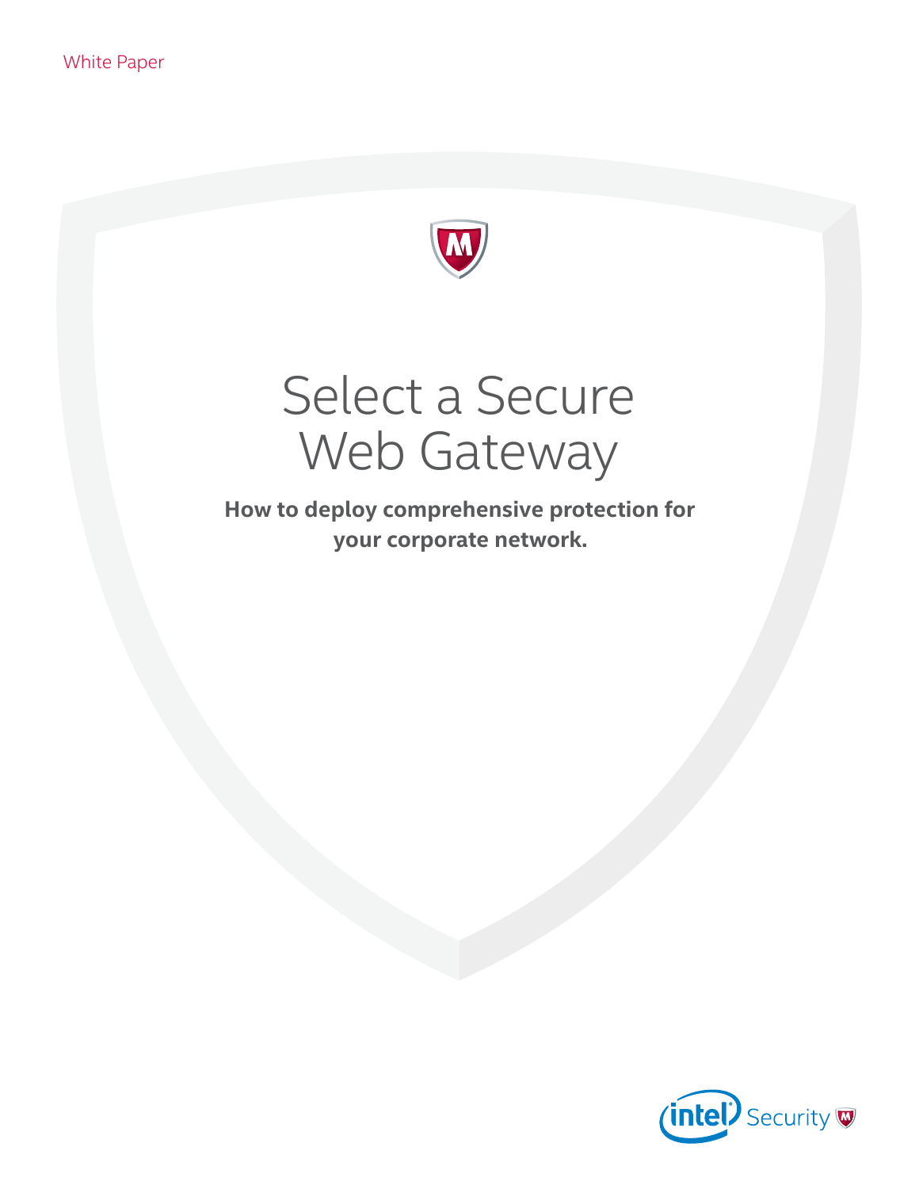White Paper

# Select a Secure Web Gateway

**How to deploy comprehensive protection for your corporate network.**

Intel Security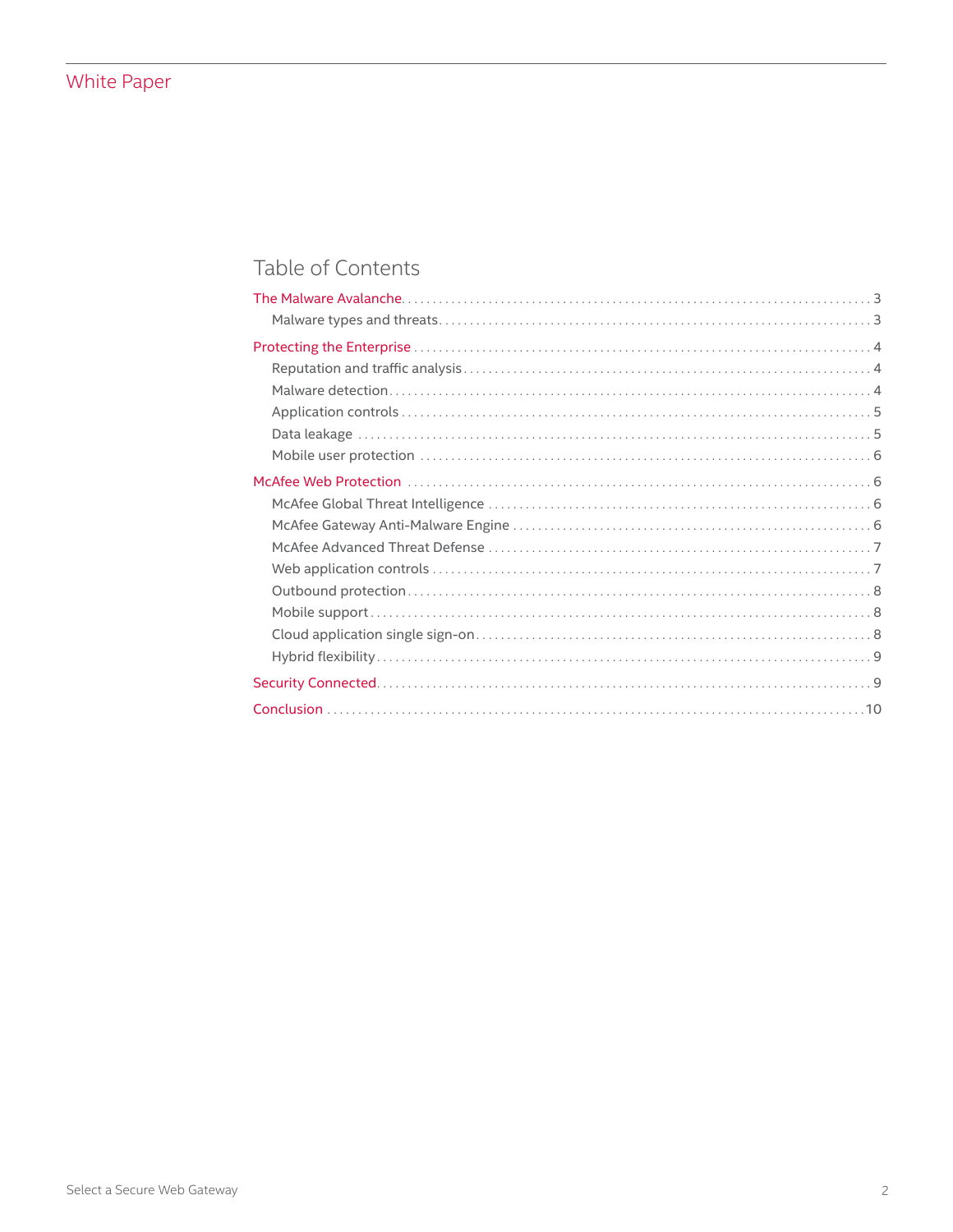# Table of Contents

- The Malware Avalanche .... 3
  - Malware types and threats .... 3
- Protecting the Enterprise .... 4
  - Reputation and traffic analysis .... 4
  - Malware detection .... 4
  - Application controls .... 5
  - Data leakage .... 5
  - Mobile user protection .... 6
- McAfee Web Protection .... 6
  - McAfee Global Threat Intelligence .... 6
  - McAfee Gateway Anti-Malware Engine .... 6
  - McAfee Advanced Threat Defense .... 7
  - Web application controls .... 7
  - Outbound protection .... 8
  - Mobile support .... 8
  - Cloud application single sign-on .... 8
  - Hybrid flexibility .... 9
- Security Connected .... 9
- Conclusion .... 10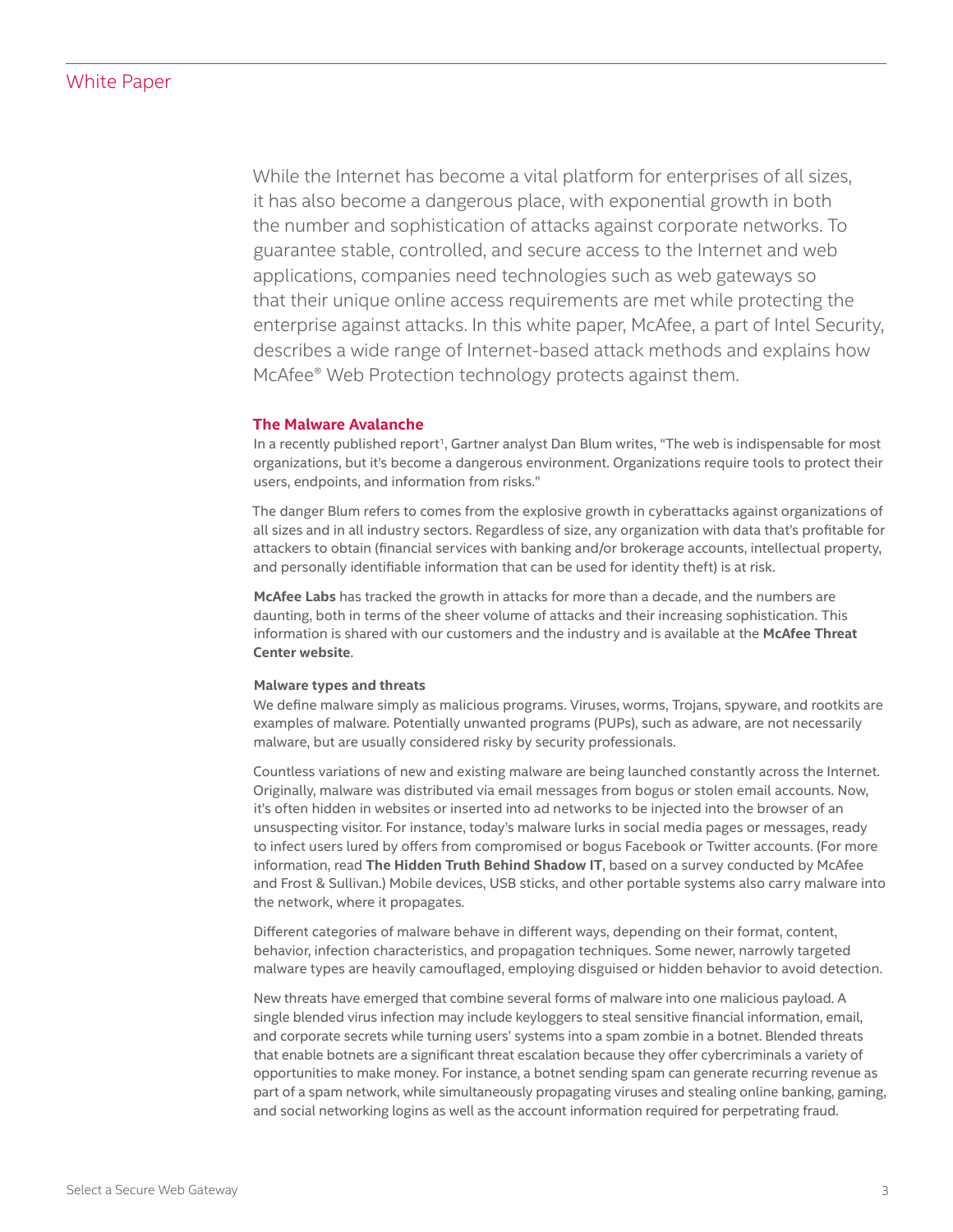While the Internet has become a vital platform for enterprises of all sizes, it has also become a dangerous place, with exponential growth in both the number and sophistication of attacks against corporate networks. To guarantee stable, controlled, and secure access to the Internet and web applications, companies need technologies such as web gateways so that their unique online access requirements are met while protecting the enterprise against attacks. In this white paper, McAfee, a part of Intel Security, describes a wide range of Internet-based attack methods and explains how McAfee® Web Protection technology protects against them.

## The Malware Avalanche

In a recently published report[1], Gartner analyst Dan Blum writes, "The web is indispensable for most organizations, but it's become a dangerous environment. Organizations require tools to protect their users, endpoints, and information from risks."

The danger Blum refers to comes from the explosive growth in cyberattacks against organizations of all sizes and in all industry sectors. Regardless of size, any organization with data that's profitable for attackers to obtain (financial services with banking and/or brokerage accounts, intellectual property, and personally identifiable information that can be used for identity theft) is at risk.

**McAfee Labs** has tracked the growth in attacks for more than a decade, and the numbers are daunting, both in terms of the sheer volume of attacks and their increasing sophistication. This information is shared with our customers and the industry and is available at the **McAfee Threat Center website**.

### Malware types and threats

We define malware simply as malicious programs. Viruses, worms, Trojans, spyware, and rootkits are examples of malware. Potentially unwanted programs (PUPs), such as adware, are not necessarily malware, but are usually considered risky by security professionals.

Countless variations of new and existing malware are being launched constantly across the Internet. Originally, malware was distributed via email messages from bogus or stolen email accounts. Now, it's often hidden in websites or inserted into ad networks to be injected into the browser of an unsuspecting visitor. For instance, today's malware lurks in social media pages or messages, ready to infect users lured by offers from compromised or bogus Facebook or Twitter accounts. (For more information, read **The Hidden Truth Behind Shadow IT**, based on a survey conducted by McAfee and Frost & Sullivan.) Mobile devices, USB sticks, and other portable systems also carry malware into the network, where it propagates.

Different categories of malware behave in different ways, depending on their format, content, behavior, infection characteristics, and propagation techniques. Some newer, narrowly targeted malware types are heavily camouflaged, employing disguised or hidden behavior to avoid detection.

New threats have emerged that combine several forms of malware into one malicious payload. A single blended virus infection may include keyloggers to steal sensitive financial information, email, and corporate secrets while turning users' systems into a spam zombie in a botnet. Blended threats that enable botnets are a significant threat escalation because they offer cybercriminals a variety of opportunities to make money. For instance, a botnet sending spam can generate recurring revenue as part of a spam network, while simultaneously propagating viruses and stealing online banking, gaming, and social networking logins as well as the account information required for perpetrating fraud.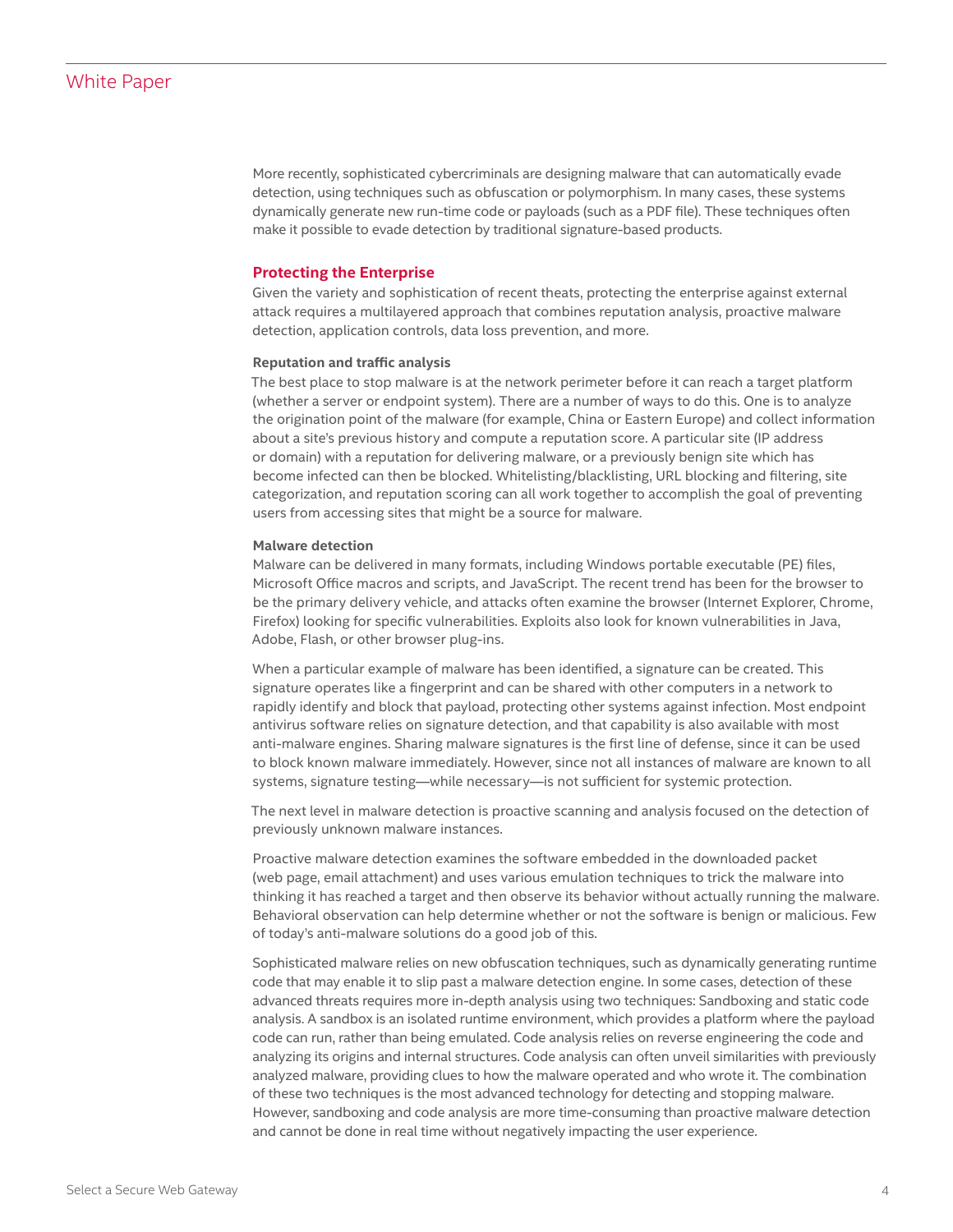More recently, sophisticated cybercriminals are designing malware that can automatically evade detection, using techniques such as obfuscation or polymorphism. In many cases, these systems dynamically generate new run-time code or payloads (such as a PDF file). These techniques often make it possible to evade detection by traditional signature-based products.

## Protecting the Enterprise

Given the variety and sophistication of recent theats, protecting the enterprise against external attack requires a multilayered approach that combines reputation analysis, proactive malware detection, application controls, data loss prevention, and more.

### Reputation and traffic analysis

The best place to stop malware is at the network perimeter before it can reach a target platform (whether a server or endpoint system). There are a number of ways to do this. One is to analyze the origination point of the malware (for example, China or Eastern Europe) and collect information about a site's previous history and compute a reputation score. A particular site (IP address or domain) with a reputation for delivering malware, or a previously benign site which has become infected can then be blocked. Whitelisting/blacklisting, URL blocking and filtering, site categorization, and reputation scoring can all work together to accomplish the goal of preventing users from accessing sites that might be a source for malware.

### Malware detection

Malware can be delivered in many formats, including Windows portable executable (PE) files, Microsoft Office macros and scripts, and JavaScript. The recent trend has been for the browser to be the primary delivery vehicle, and attacks often examine the browser (Internet Explorer, Chrome, Firefox) looking for specific vulnerabilities. Exploits also look for known vulnerabilities in Java, Adobe, Flash, or other browser plug-ins.

When a particular example of malware has been identified, a signature can be created. This signature operates like a fingerprint and can be shared with other computers in a network to rapidly identify and block that payload, protecting other systems against infection. Most endpoint antivirus software relies on signature detection, and that capability is also available with most anti-malware engines. Sharing malware signatures is the first line of defense, since it can be used to block known malware immediately. However, since not all instances of malware are known to all systems, signature testing—while necessary—is not sufficient for systemic protection.

The next level in malware detection is proactive scanning and analysis focused on the detection of previously unknown malware instances.

Proactive malware detection examines the software embedded in the downloaded packet (web page, email attachment) and uses various emulation techniques to trick the malware into thinking it has reached a target and then observe its behavior without actually running the malware. Behavioral observation can help determine whether or not the software is benign or malicious. Few of today's anti-malware solutions do a good job of this.

Sophisticated malware relies on new obfuscation techniques, such as dynamically generating runtime code that may enable it to slip past a malware detection engine. In some cases, detection of these advanced threats requires more in-depth analysis using two techniques: Sandboxing and static code analysis. A sandbox is an isolated runtime environment, which provides a platform where the payload code can run, rather than being emulated. Code analysis relies on reverse engineering the code and analyzing its origins and internal structures. Code analysis can often unveil similarities with previously analyzed malware, providing clues to how the malware operated and who wrote it. The combination of these two techniques is the most advanced technology for detecting and stopping malware. However, sandboxing and code analysis are more time-consuming than proactive malware detection and cannot be done in real time without negatively impacting the user experience.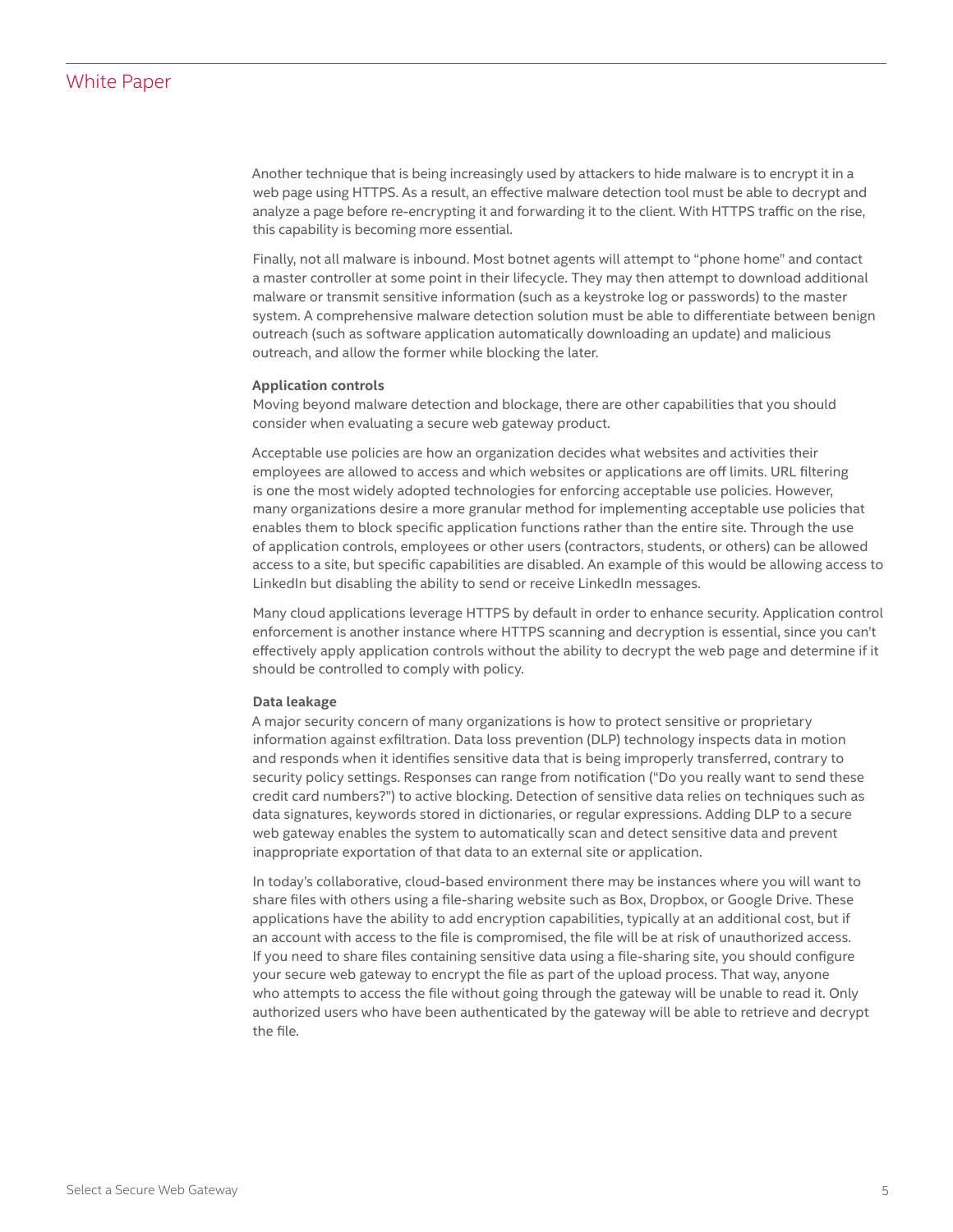Another technique that is being increasingly used by attackers to hide malware is to encrypt it in a web page using HTTPS. As a result, an effective malware detection tool must be able to decrypt and analyze a page before re-encrypting it and forwarding it to the client. With HTTPS traffic on the rise, this capability is becoming more essential.

Finally, not all malware is inbound. Most botnet agents will attempt to "phone home" and contact a master controller at some point in their lifecycle. They may then attempt to download additional malware or transmit sensitive information (such as a keystroke log or passwords) to the master system. A comprehensive malware detection solution must be able to differentiate between benign outreach (such as software application automatically downloading an update) and malicious outreach, and allow the former while blocking the later.

**Application controls**

Moving beyond malware detection and blockage, there are other capabilities that you should consider when evaluating a secure web gateway product.

Acceptable use policies are how an organization decides what websites and activities their employees are allowed to access and which websites or applications are off limits. URL filtering is one the most widely adopted technologies for enforcing acceptable use policies. However, many organizations desire a more granular method for implementing acceptable use policies that enables them to block specific application functions rather than the entire site. Through the use of application controls, employees or other users (contractors, students, or others) can be allowed access to a site, but specific capabilities are disabled. An example of this would be allowing access to LinkedIn but disabling the ability to send or receive LinkedIn messages.

Many cloud applications leverage HTTPS by default in order to enhance security. Application control enforcement is another instance where HTTPS scanning and decryption is essential, since you can't effectively apply application controls without the ability to decrypt the web page and determine if it should be controlled to comply with policy.

**Data leakage**

A major security concern of many organizations is how to protect sensitive or proprietary information against exfiltration. Data loss prevention (DLP) technology inspects data in motion and responds when it identifies sensitive data that is being improperly transferred, contrary to security policy settings. Responses can range from notification ("Do you really want to send these credit card numbers?") to active blocking. Detection of sensitive data relies on techniques such as data signatures, keywords stored in dictionaries, or regular expressions. Adding DLP to a secure web gateway enables the system to automatically scan and detect sensitive data and prevent inappropriate exportation of that data to an external site or application.

In today's collaborative, cloud-based environment there may be instances where you will want to share files with others using a file-sharing website such as Box, Dropbox, or Google Drive. These applications have the ability to add encryption capabilities, typically at an additional cost, but if an account with access to the file is compromised, the file will be at risk of unauthorized access. If you need to share files containing sensitive data using a file-sharing site, you should configure your secure web gateway to encrypt the file as part of the upload process. That way, anyone who attempts to access the file without going through the gateway will be unable to read it. Only authorized users who have been authenticated by the gateway will be able to retrieve and decrypt the file.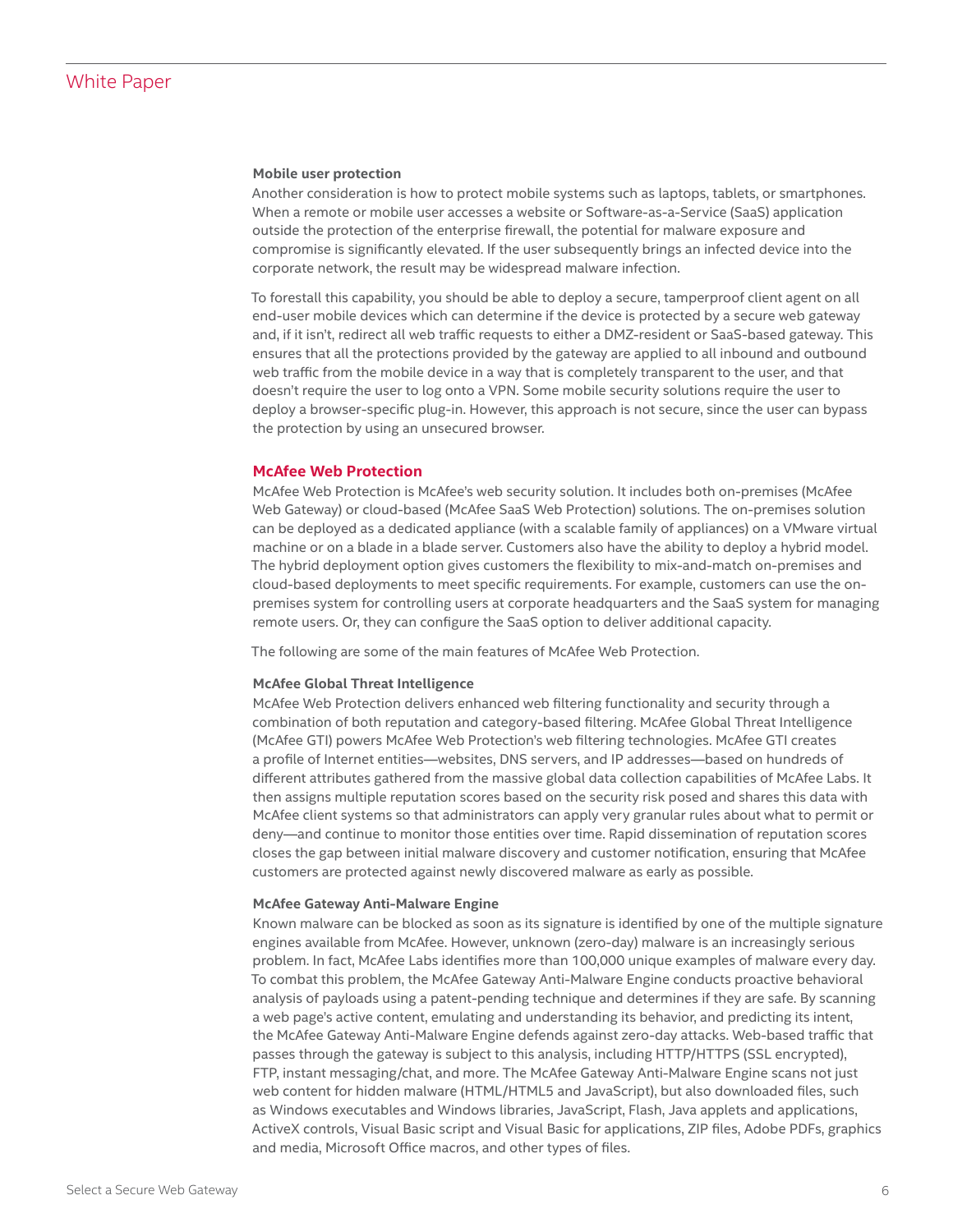**Mobile user protection**

Another consideration is how to protect mobile systems such as laptops, tablets, or smartphones. When a remote or mobile user accesses a website or Software-as-a-Service (SaaS) application outside the protection of the enterprise firewall, the potential for malware exposure and compromise is significantly elevated. If the user subsequently brings an infected device into the corporate network, the result may be widespread malware infection.

To forestall this capability, you should be able to deploy a secure, tamperproof client agent on all end-user mobile devices which can determine if the device is protected by a secure web gateway and, if it isn't, redirect all web traffic requests to either a DMZ-resident or SaaS-based gateway. This ensures that all the protections provided by the gateway are applied to all inbound and outbound web traffic from the mobile device in a way that is completely transparent to the user, and that doesn't require the user to log onto a VPN. Some mobile security solutions require the user to deploy a browser-specific plug-in. However, this approach is not secure, since the user can bypass the protection by using an unsecured browser.

## McAfee Web Protection

McAfee Web Protection is McAfee's web security solution. It includes both on-premises (McAfee Web Gateway) or cloud-based (McAfee SaaS Web Protection) solutions. The on-premises solution can be deployed as a dedicated appliance (with a scalable family of appliances) on a VMware virtual machine or on a blade in a blade server. Customers also have the ability to deploy a hybrid model. The hybrid deployment option gives customers the flexibility to mix-and-match on-premises and cloud-based deployments to meet specific requirements. For example, customers can use the on-premises system for controlling users at corporate headquarters and the SaaS system for managing remote users. Or, they can configure the SaaS option to deliver additional capacity.

The following are some of the main features of McAfee Web Protection.

**McAfee Global Threat Intelligence**

McAfee Web Protection delivers enhanced web filtering functionality and security through a combination of both reputation and category-based filtering. McAfee Global Threat Intelligence (McAfee GTI) powers McAfee Web Protection's web filtering technologies. McAfee GTI creates a profile of Internet entities—websites, DNS servers, and IP addresses—based on hundreds of different attributes gathered from the massive global data collection capabilities of McAfee Labs. It then assigns multiple reputation scores based on the security risk posed and shares this data with McAfee client systems so that administrators can apply very granular rules about what to permit or deny—and continue to monitor those entities over time. Rapid dissemination of reputation scores closes the gap between initial malware discovery and customer notification, ensuring that McAfee customers are protected against newly discovered malware as early as possible.

**McAfee Gateway Anti-Malware Engine**

Known malware can be blocked as soon as its signature is identified by one of the multiple signature engines available from McAfee. However, unknown (zero-day) malware is an increasingly serious problem. In fact, McAfee Labs identifies more than 100,000 unique examples of malware every day. To combat this problem, the McAfee Gateway Anti-Malware Engine conducts proactive behavioral analysis of payloads using a patent-pending technique and determines if they are safe. By scanning a web page's active content, emulating and understanding its behavior, and predicting its intent, the McAfee Gateway Anti-Malware Engine defends against zero-day attacks. Web-based traffic that passes through the gateway is subject to this analysis, including HTTP/HTTPS (SSL encrypted), FTP, instant messaging/chat, and more. The McAfee Gateway Anti-Malware Engine scans not just web content for hidden malware (HTML/HTML5 and JavaScript), but also downloaded files, such as Windows executables and Windows libraries, JavaScript, Flash, Java applets and applications, ActiveX controls, Visual Basic script and Visual Basic for applications, ZIP files, Adobe PDFs, graphics and media, Microsoft Office macros, and other types of files.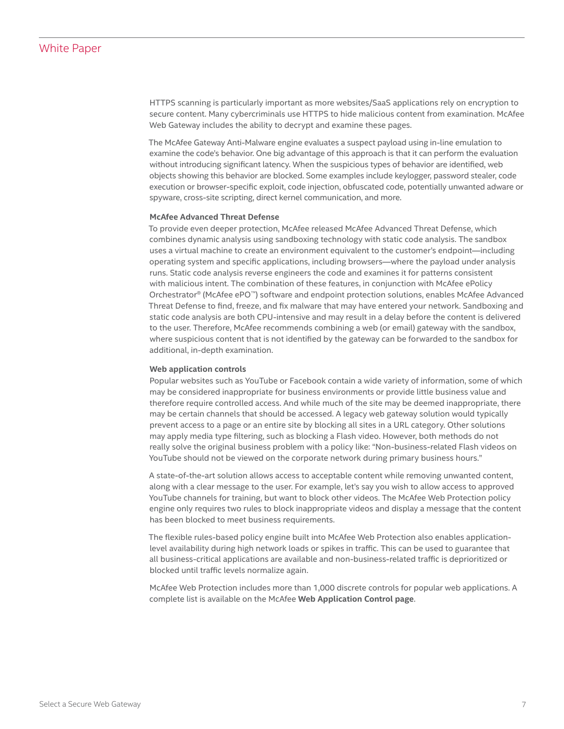HTTPS scanning is particularly important as more websites/SaaS applications rely on encryption to secure content. Many cybercriminals use HTTPS to hide malicious content from examination. McAfee Web Gateway includes the ability to decrypt and examine these pages.

The McAfee Gateway Anti-Malware engine evaluates a suspect payload using in-line emulation to examine the code's behavior. One big advantage of this approach is that it can perform the evaluation without introducing significant latency. When the suspicious types of behavior are identified, web objects showing this behavior are blocked. Some examples include keylogger, password stealer, code execution or browser-specific exploit, code injection, obfuscated code, potentially unwanted adware or spyware, cross-site scripting, direct kernel communication, and more.

**McAfee Advanced Threat Defense**

To provide even deeper protection, McAfee released McAfee Advanced Threat Defense, which combines dynamic analysis using sandboxing technology with static code analysis. The sandbox uses a virtual machine to create an environment equivalent to the customer's endpoint—including operating system and specific applications, including browsers—where the payload under analysis runs. Static code analysis reverse engineers the code and examines it for patterns consistent with malicious intent. The combination of these features, in conjunction with McAfee ePolicy Orchestrator® (McAfee ePO™) software and endpoint protection solutions, enables McAfee Advanced Threat Defense to find, freeze, and fix malware that may have entered your network. Sandboxing and static code analysis are both CPU-intensive and may result in a delay before the content is delivered to the user. Therefore, McAfee recommends combining a web (or email) gateway with the sandbox, where suspicious content that is not identified by the gateway can be forwarded to the sandbox for additional, in-depth examination.

**Web application controls**

Popular websites such as YouTube or Facebook contain a wide variety of information, some of which may be considered inappropriate for business environments or provide little business value and therefore require controlled access. And while much of the site may be deemed inappropriate, there may be certain channels that should be accessed. A legacy web gateway solution would typically prevent access to a page or an entire site by blocking all sites in a URL category. Other solutions may apply media type filtering, such as blocking a Flash video. However, both methods do not really solve the original business problem with a policy like: "Non-business-related Flash videos on YouTube should not be viewed on the corporate network during primary business hours."

A state-of-the-art solution allows access to acceptable content while removing unwanted content, along with a clear message to the user. For example, let's say you wish to allow access to approved YouTube channels for training, but want to block other videos. The McAfee Web Protection policy engine only requires two rules to block inappropriate videos and display a message that the content has been blocked to meet business requirements.

The flexible rules-based policy engine built into McAfee Web Protection also enables application-level availability during high network loads or spikes in traffic. This can be used to guarantee that all business-critical applications are available and non-business-related traffic is deprioritized or blocked until traffic levels normalize again.

McAfee Web Protection includes more than 1,000 discrete controls for popular web applications. A complete list is available on the McAfee **Web Application Control page**.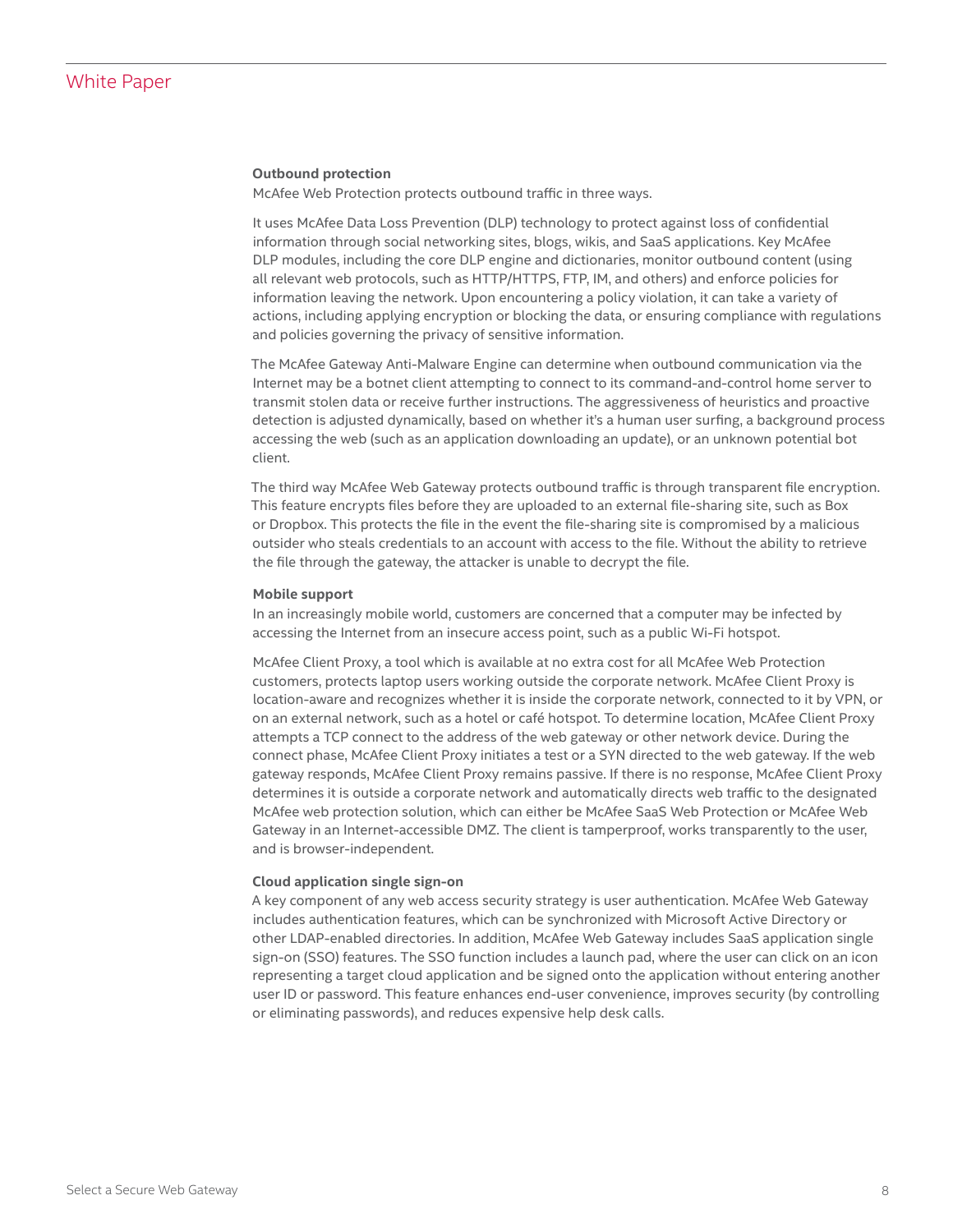**Outbound protection**

McAfee Web Protection protects outbound traffic in three ways.

It uses McAfee Data Loss Prevention (DLP) technology to protect against loss of confidential information through social networking sites, blogs, wikis, and SaaS applications. Key McAfee DLP modules, including the core DLP engine and dictionaries, monitor outbound content (using all relevant web protocols, such as HTTP/HTTPS, FTP, IM, and others) and enforce policies for information leaving the network. Upon encountering a policy violation, it can take a variety of actions, including applying encryption or blocking the data, or ensuring compliance with regulations and policies governing the privacy of sensitive information.

The McAfee Gateway Anti-Malware Engine can determine when outbound communication via the Internet may be a botnet client attempting to connect to its command-and-control home server to transmit stolen data or receive further instructions. The aggressiveness of heuristics and proactive detection is adjusted dynamically, based on whether it's a human user surfing, a background process accessing the web (such as an application downloading an update), or an unknown potential bot client.

The third way McAfee Web Gateway protects outbound traffic is through transparent file encryption. This feature encrypts files before they are uploaded to an external file-sharing site, such as Box or Dropbox. This protects the file in the event the file-sharing site is compromised by a malicious outsider who steals credentials to an account with access to the file. Without the ability to retrieve the file through the gateway, the attacker is unable to decrypt the file.

**Mobile support**

In an increasingly mobile world, customers are concerned that a computer may be infected by accessing the Internet from an insecure access point, such as a public Wi-Fi hotspot.

McAfee Client Proxy, a tool which is available at no extra cost for all McAfee Web Protection customers, protects laptop users working outside the corporate network. McAfee Client Proxy is location-aware and recognizes whether it is inside the corporate network, connected to it by VPN, or on an external network, such as a hotel or café hotspot. To determine location, McAfee Client Proxy attempts a TCP connect to the address of the web gateway or other network device. During the connect phase, McAfee Client Proxy initiates a test or a SYN directed to the web gateway. If the web gateway responds, McAfee Client Proxy remains passive. If there is no response, McAfee Client Proxy determines it is outside a corporate network and automatically directs web traffic to the designated McAfee web protection solution, which can either be McAfee SaaS Web Protection or McAfee Web Gateway in an Internet-accessible DMZ. The client is tamperproof, works transparently to the user, and is browser-independent.

**Cloud application single sign-on**

A key component of any web access security strategy is user authentication. McAfee Web Gateway includes authentication features, which can be synchronized with Microsoft Active Directory or other LDAP-enabled directories. In addition, McAfee Web Gateway includes SaaS application single sign-on (SSO) features. The SSO function includes a launch pad, where the user can click on an icon representing a target cloud application and be signed onto the application without entering another user ID or password. This feature enhances end-user convenience, improves security (by controlling or eliminating passwords), and reduces expensive help desk calls.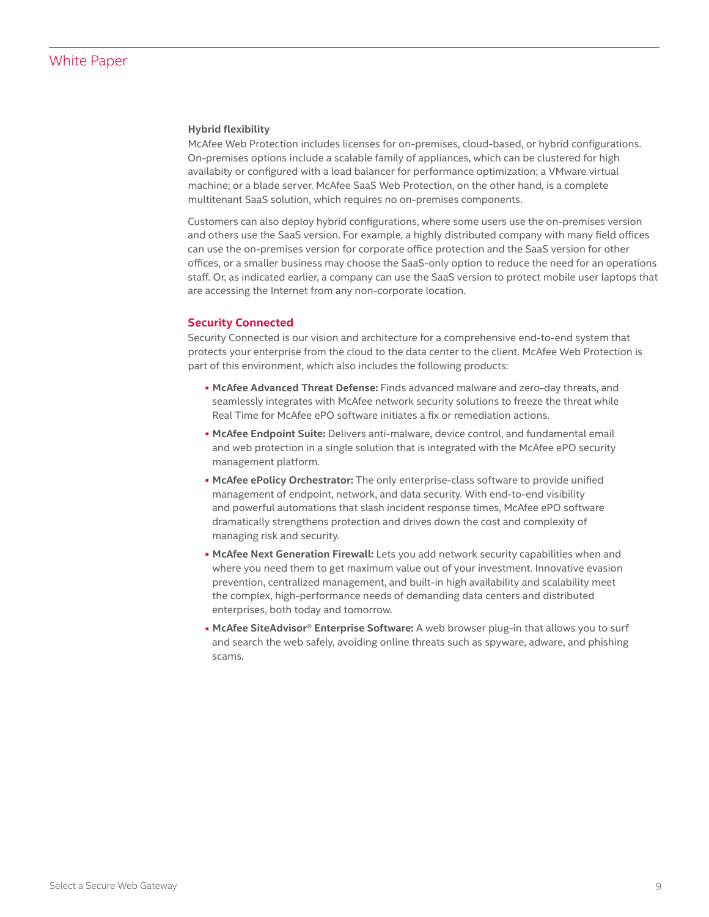### Hybrid flexibility

McAfee Web Protection includes licenses for on-premises, cloud-based, or hybrid configurations. On-premises options include a scalable family of appliances, which can be clustered for high availabity or configured with a load balancer for performance optimization; a VMware virtual machine; or a blade server. McAfee SaaS Web Protection, on the other hand, is a complete multitenant SaaS solution, which requires no on-premises components.

Customers can also deploy hybrid configurations, where some users use the on-premises version and others use the SaaS version. For example, a highly distributed company with many field offices can use the on-premises version for corporate office protection and the SaaS version for other offices, or a smaller business may choose the SaaS-only option to reduce the need for an operations staff. Or, as indicated earlier, a company can use the SaaS version to protect mobile user laptops that are accessing the Internet from any non-corporate location.

## Security Connected

Security Connected is our vision and architecture for a comprehensive end-to-end system that protects your enterprise from the cloud to the data center to the client. McAfee Web Protection is part of this environment, which also includes the following products:

- **McAfee Advanced Threat Defense:** Finds advanced malware and zero-day threats, and seamlessly integrates with McAfee network security solutions to freeze the threat while Real Time for McAfee ePO software initiates a fix or remediation actions.
- **McAfee Endpoint Suite:** Delivers anti-malware, device control, and fundamental email and web protection in a single solution that is integrated with the McAfee ePO security management platform.
- **McAfee ePolicy Orchestrator:** The only enterprise-class software to provide unified management of endpoint, network, and data security. With end-to-end visibility and powerful automations that slash incident response times, McAfee ePO software dramatically strengthens protection and drives down the cost and complexity of managing risk and security.
- **McAfee Next Generation Firewall:** Lets you add network security capabilities when and where you need them to get maximum value out of your investment. Innovative evasion prevention, centralized management, and built-in high availability and scalability meet the complex, high-performance needs of demanding data centers and distributed enterprises, both today and tomorrow.
- **McAfee SiteAdvisor® Enterprise Software:** A web browser plug-in that allows you to surf and search the web safely, avoiding online threats such as spyware, adware, and phishing scams.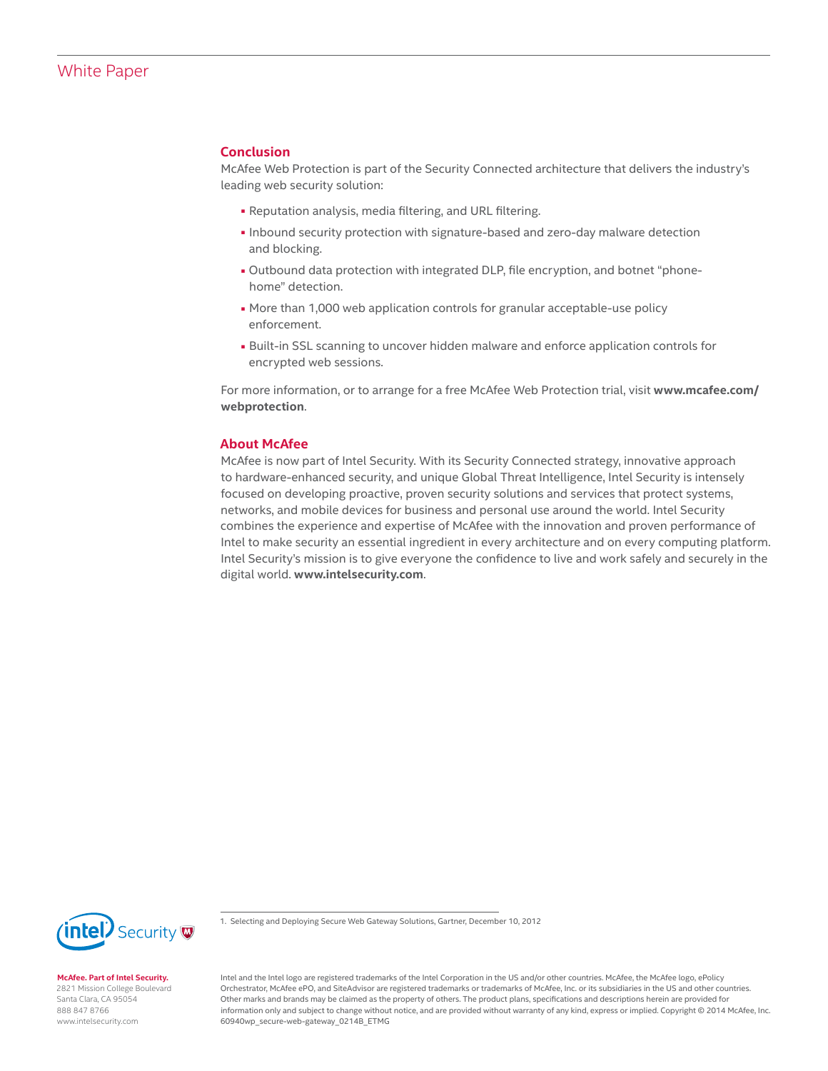## Conclusion

McAfee Web Protection is part of the Security Connected architecture that delivers the industry's leading web security solution:

- Reputation analysis, media filtering, and URL filtering.
- Inbound security protection with signature-based and zero-day malware detection and blocking.
- Outbound data protection with integrated DLP, file encryption, and botnet "phone-home" detection.
- More than 1,000 web application controls for granular acceptable-use policy enforcement.
- Built-in SSL scanning to uncover hidden malware and enforce application controls for encrypted web sessions.

For more information, or to arrange for a free McAfee Web Protection trial, visit **www.mcafee.com/webprotection**.

## About McAfee

McAfee is now part of Intel Security. With its Security Connected strategy, innovative approach to hardware-enhanced security, and unique Global Threat Intelligence, Intel Security is intensely focused on developing proactive, proven security solutions and services that protect systems, networks, and mobile devices for business and personal use around the world. Intel Security combines the experience and expertise of McAfee with the innovation and proven performance of Intel to make security an essential ingredient in every architecture and on every computing platform. Intel Security's mission is to give everyone the confidence to live and work safely and securely in the digital world. **www.intelsecurity.com**.

1. Selecting and Deploying Secure Web Gateway Solutions, Gartner, December 10, 2012

**McAfee. Part of Intel Security.**
2821 Mission College Boulevard
Santa Clara, CA 95054
888 847 8766
www.intelsecurity.com

Intel and the Intel logo are registered trademarks of the Intel Corporation in the US and/or other countries. McAfee, the McAfee logo, ePolicy Orchestrator, McAfee ePO, and SiteAdvisor are registered trademarks or trademarks of McAfee, Inc. or its subsidiaries in the US and other countries. Other marks and brands may be claimed as the property of others. The product plans, specifications and descriptions herein are provided for information only and subject to change without notice, and are provided without warranty of any kind, express or implied. Copyright © 2014 McAfee, Inc. 60940wp_secure-web-gateway_0214B_ETMG